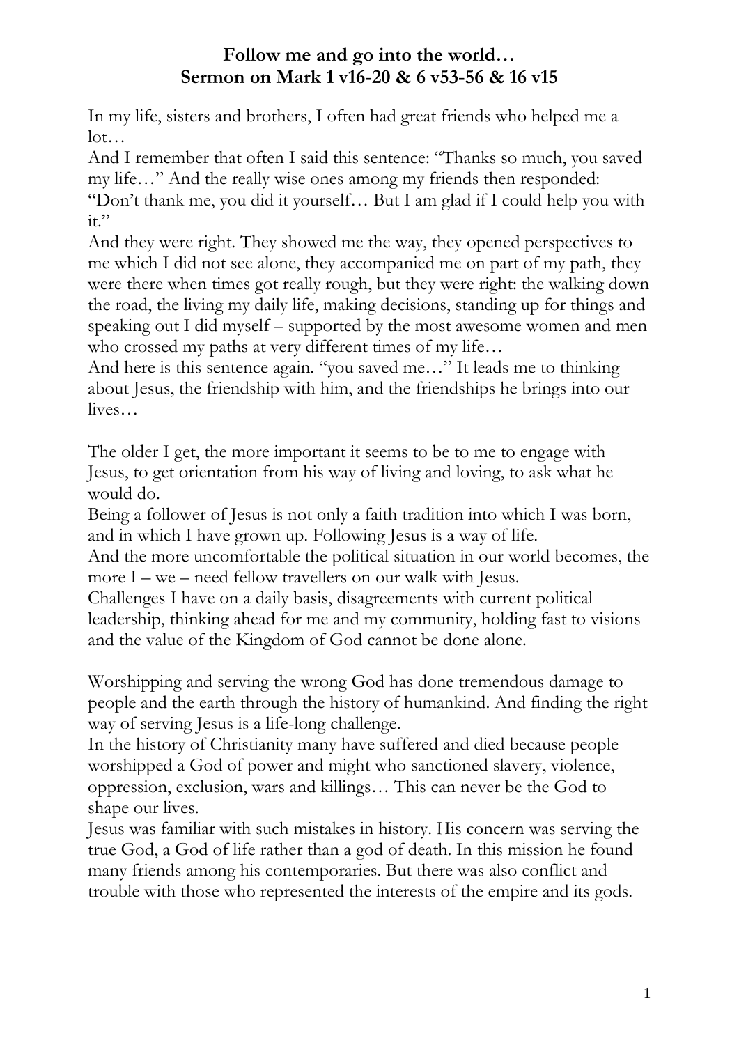**Follow me and go into the world…**
**Sermon on Mark 1 v16-20 & 6 v53-56 & 16 v15**

In my life, sisters and brothers, I often had great friends who helped me a lot…
And I remember that often I said this sentence: "Thanks so much, you saved my life…" And the really wise ones among my friends then responded: "Don't thank me, you did it yourself… But I am glad if I could help you with it."
And they were right. They showed me the way, they opened perspectives to me which I did not see alone, they accompanied me on part of my path, they were there when times got really rough, but they were right: the walking down the road, the living my daily life, making decisions, standing up for things and speaking out I did myself – supported by the most awesome women and men who crossed my paths at very different times of my life…
And here is this sentence again. "you saved me…" It leads me to thinking about Jesus, the friendship with him, and the friendships he brings into our lives…

The older I get, the more important it seems to be to me to engage with Jesus, to get orientation from his way of living and loving, to ask what he would do.
Being a follower of Jesus is not only a faith tradition into which I was born, and in which I have grown up. Following Jesus is a way of life.
And the more uncomfortable the political situation in our world becomes, the more I – we – need fellow travellers on our walk with Jesus.
Challenges I have on a daily basis, disagreements with current political leadership, thinking ahead for me and my community, holding fast to visions and the value of the Kingdom of God cannot be done alone.

Worshipping and serving the wrong God has done tremendous damage to people and the earth through the history of humankind. And finding the right way of serving Jesus is a life-long challenge.
In the history of Christianity many have suffered and died because people worshipped a God of power and might who sanctioned slavery, violence, oppression, exclusion, wars and killings… This can never be the God to shape our lives.
Jesus was familiar with such mistakes in history. His concern was serving the true God, a God of life rather than a god of death. In this mission he found many friends among his contemporaries. But there was also conflict and trouble with those who represented the interests of the empire and its gods.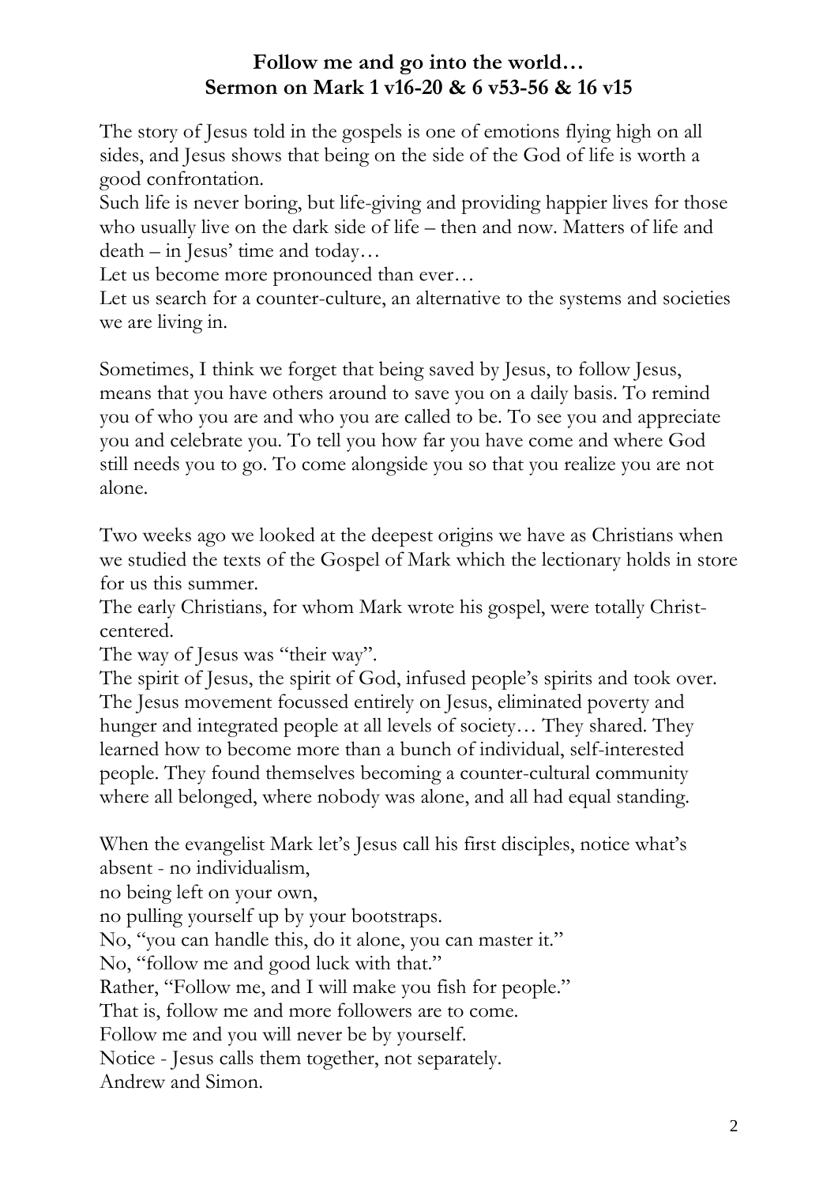**Follow me and go into the world…**
**Sermon on Mark 1 v16-20 & 6 v53-56 & 16 v15**

The story of Jesus told in the gospels is one of emotions flying high on all sides, and Jesus shows that being on the side of the God of life is worth a good confrontation.
Such life is never boring, but life-giving and providing happier lives for those who usually live on the dark side of life – then and now. Matters of life and death – in Jesus' time and today…
Let us become more pronounced than ever…
Let us search for a counter-culture, an alternative to the systems and societies we are living in.

Sometimes, I think we forget that being saved by Jesus, to follow Jesus, means that you have others around to save you on a daily basis. To remind you of who you are and who you are called to be. To see you and appreciate you and celebrate you. To tell you how far you have come and where God still needs you to go. To come alongside you so that you realize you are not alone.

Two weeks ago we looked at the deepest origins we have as Christians when we studied the texts of the Gospel of Mark which the lectionary holds in store for us this summer.
The early Christians, for whom Mark wrote his gospel, were totally Christ-centered.
The way of Jesus was "their way".
The spirit of Jesus, the spirit of God, infused people's spirits and took over.
The Jesus movement focussed entirely on Jesus, eliminated poverty and hunger and integrated people at all levels of society… They shared. They learned how to become more than a bunch of individual, self-interested people. They found themselves becoming a counter-cultural community where all belonged, where nobody was alone, and all had equal standing.

When the evangelist Mark let's Jesus call his first disciples, notice what's absent - no individualism,
no being left on your own,
no pulling yourself up by your bootstraps.
No, "you can handle this, do it alone, you can master it."
No, "follow me and good luck with that."
Rather, "Follow me, and I will make you fish for people."
That is, follow me and more followers are to come.
Follow me and you will never be by yourself.
Notice - Jesus calls them together, not separately.
Andrew and Simon.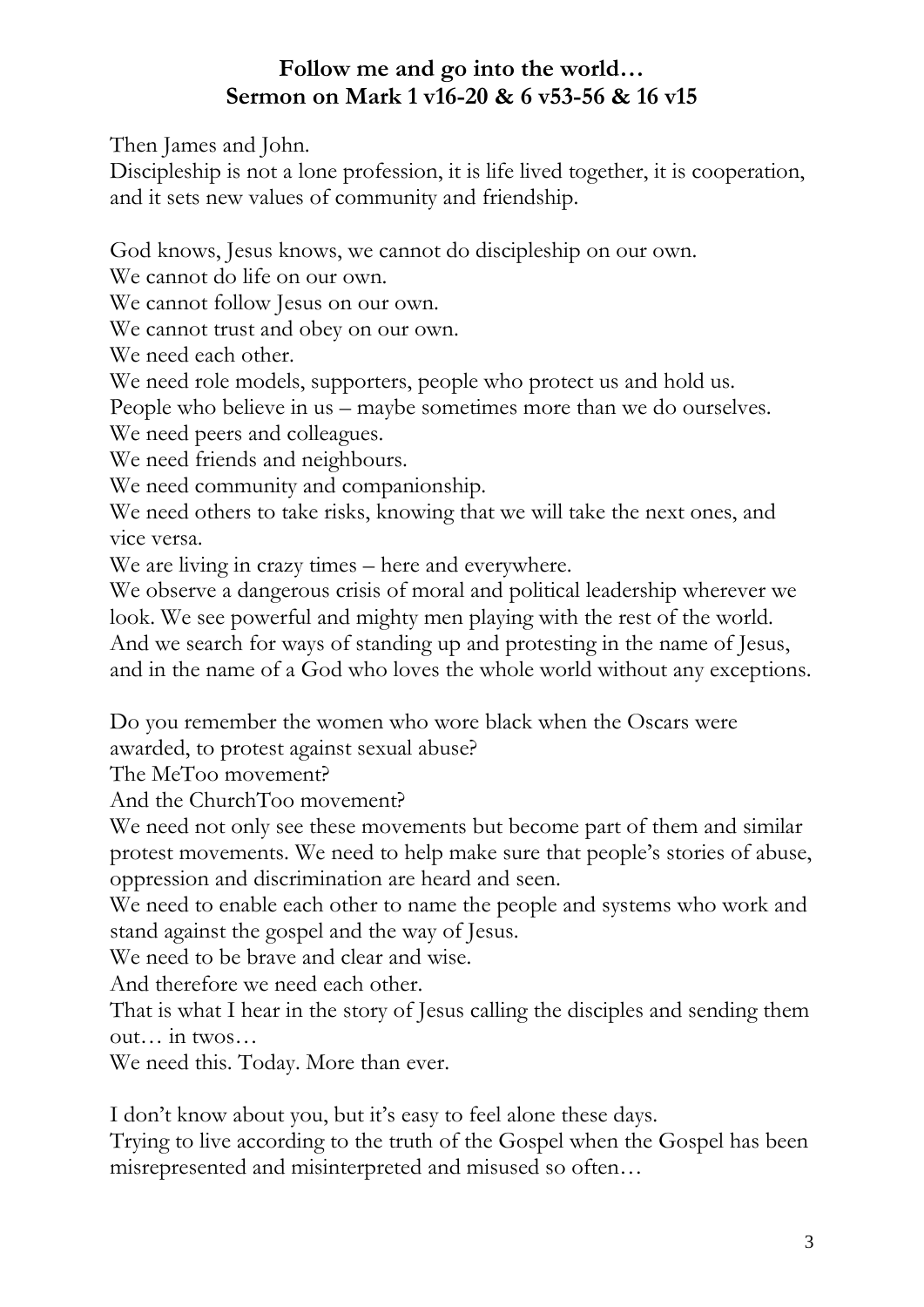**Follow me and go into the world…**
**Sermon on Mark 1 v16-20 & 6 v53-56 & 16 v15**

Then James and John.
Discipleship is not a lone profession, it is life lived together, it is cooperation, and it sets new values of community and friendship.

God knows, Jesus knows, we cannot do discipleship on our own.
We cannot do life on our own.
We cannot follow Jesus on our own.
We cannot trust and obey on our own.
We need each other.
We need role models, supporters, people who protect us and hold us.
People who believe in us – maybe sometimes more than we do ourselves.
We need peers and colleagues.
We need friends and neighbours.
We need community and companionship.
We need others to take risks, knowing that we will take the next ones, and vice versa.
We are living in crazy times – here and everywhere.
We observe a dangerous crisis of moral and political leadership wherever we look. We see powerful and mighty men playing with the rest of the world.
And we search for ways of standing up and protesting in the name of Jesus, and in the name of a God who loves the whole world without any exceptions.

Do you remember the women who wore black when the Oscars were awarded, to protest against sexual abuse?
The MeToo movement?
And the ChurchToo movement?
We need not only see these movements but become part of them and similar protest movements. We need to help make sure that people's stories of abuse, oppression and discrimination are heard and seen.
We need to enable each other to name the people and systems who work and stand against the gospel and the way of Jesus.
We need to be brave and clear and wise.
And therefore we need each other.
That is what I hear in the story of Jesus calling the disciples and sending them out… in twos…
We need this. Today. More than ever.

I don't know about you, but it's easy to feel alone these days.
Trying to live according to the truth of the Gospel when the Gospel has been misrepresented and misinterpreted and misused so often…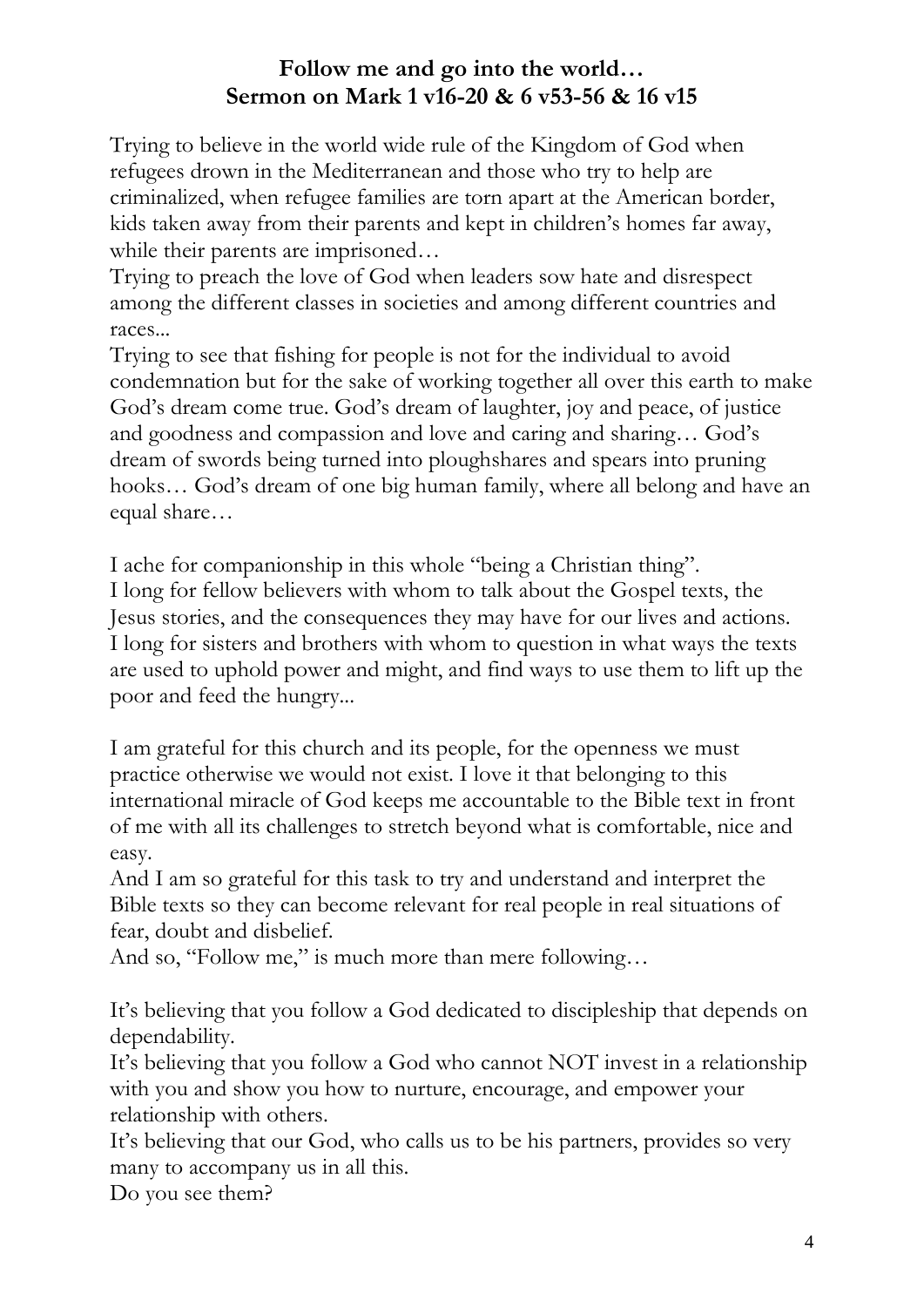## **Follow me and go into the world…**
## **Sermon on Mark 1 v16-20 & 6 v53-56 & 16 v15**

Trying to believe in the world wide rule of the Kingdom of God when refugees drown in the Mediterranean and those who try to help are criminalized, when refugee families are torn apart at the American border, kids taken away from their parents and kept in children's homes far away, while their parents are imprisoned…
Trying to preach the love of God when leaders sow hate and disrespect among the different classes in societies and among different countries and races...
Trying to see that fishing for people is not for the individual to avoid condemnation but for the sake of working together all over this earth to make God's dream come true. God's dream of laughter, joy and peace, of justice and goodness and compassion and love and caring and sharing… God's dream of swords being turned into ploughshares and spears into pruning hooks… God's dream of one big human family, where all belong and have an equal share…

I ache for companionship in this whole "being a Christian thing".
I long for fellow believers with whom to talk about the Gospel texts, the Jesus stories, and the consequences they may have for our lives and actions.
I long for sisters and brothers with whom to question in what ways the texts are used to uphold power and might, and find ways to use them to lift up the poor and feed the hungry...

I am grateful for this church and its people, for the openness we must practice otherwise we would not exist. I love it that belonging to this international miracle of God keeps me accountable to the Bible text in front of me with all its challenges to stretch beyond what is comfortable, nice and easy.
And I am so grateful for this task to try and understand and interpret the Bible texts so they can become relevant for real people in real situations of fear, doubt and disbelief.
And so, "Follow me," is much more than mere following…

It's believing that you follow a God dedicated to discipleship that depends on dependability.
It's believing that you follow a God who cannot NOT invest in a relationship with you and show you how to nurture, encourage, and empower your relationship with others.
It's believing that our God, who calls us to be his partners, provides so very many to accompany us in all this.
Do you see them?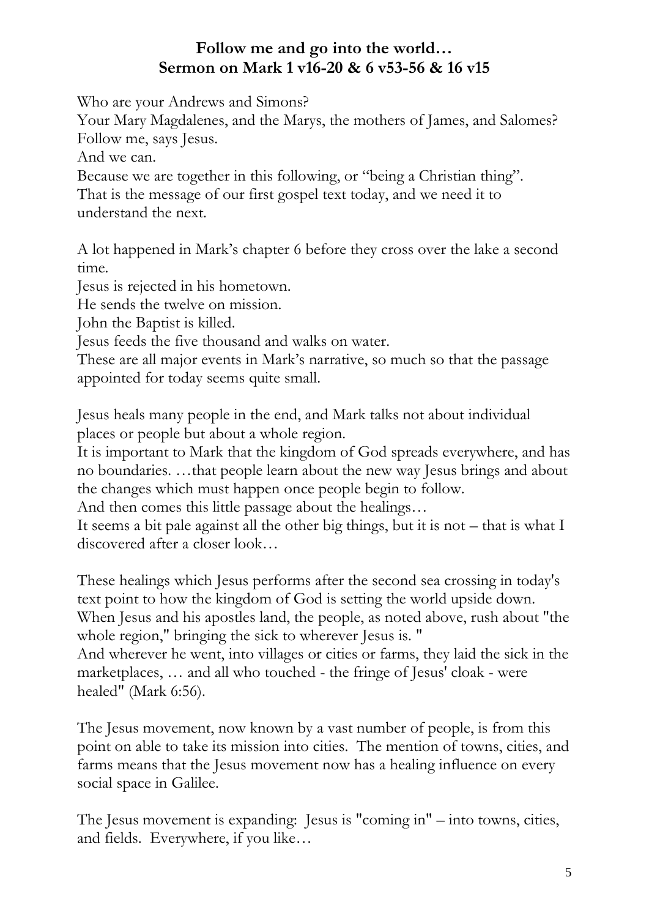**Follow me and go into the world…**
**Sermon on Mark 1 v16-20 & 6 v53-56 & 16 v15**

Who are your Andrews and Simons?
Your Mary Magdalenes, and the Marys, the mothers of James, and Salomes?
Follow me, says Jesus.
And we can.
Because we are together in this following, or "being a Christian thing".
That is the message of our first gospel text today, and we need it to understand the next.

A lot happened in Mark's chapter 6 before they cross over the lake a second time.
Jesus is rejected in his hometown.
He sends the twelve on mission.
John the Baptist is killed.
Jesus feeds the five thousand and walks on water.
These are all major events in Mark's narrative, so much so that the passage appointed for today seems quite small.

Jesus heals many people in the end, and Mark talks not about individual places or people but about a whole region.
It is important to Mark that the kingdom of God spreads everywhere, and has no boundaries. …that people learn about the new way Jesus brings and about the changes which must happen once people begin to follow.
And then comes this little passage about the healings…
It seems a bit pale against all the other big things, but it is not – that is what I discovered after a closer look…

These healings which Jesus performs after the second sea crossing in today's text point to how the kingdom of God is setting the world upside down.
When Jesus and his apostles land, the people, as noted above, rush about "the whole region," bringing the sick to wherever Jesus is. "
And wherever he went, into villages or cities or farms, they laid the sick in the marketplaces, … and all who touched - the fringe of Jesus' cloak - were healed" (Mark 6:56).

The Jesus movement, now known by a vast number of people, is from this point on able to take its mission into cities. The mention of towns, cities, and farms means that the Jesus movement now has a healing influence on every social space in Galilee.

The Jesus movement is expanding: Jesus is "coming in" – into towns, cities, and fields. Everywhere, if you like…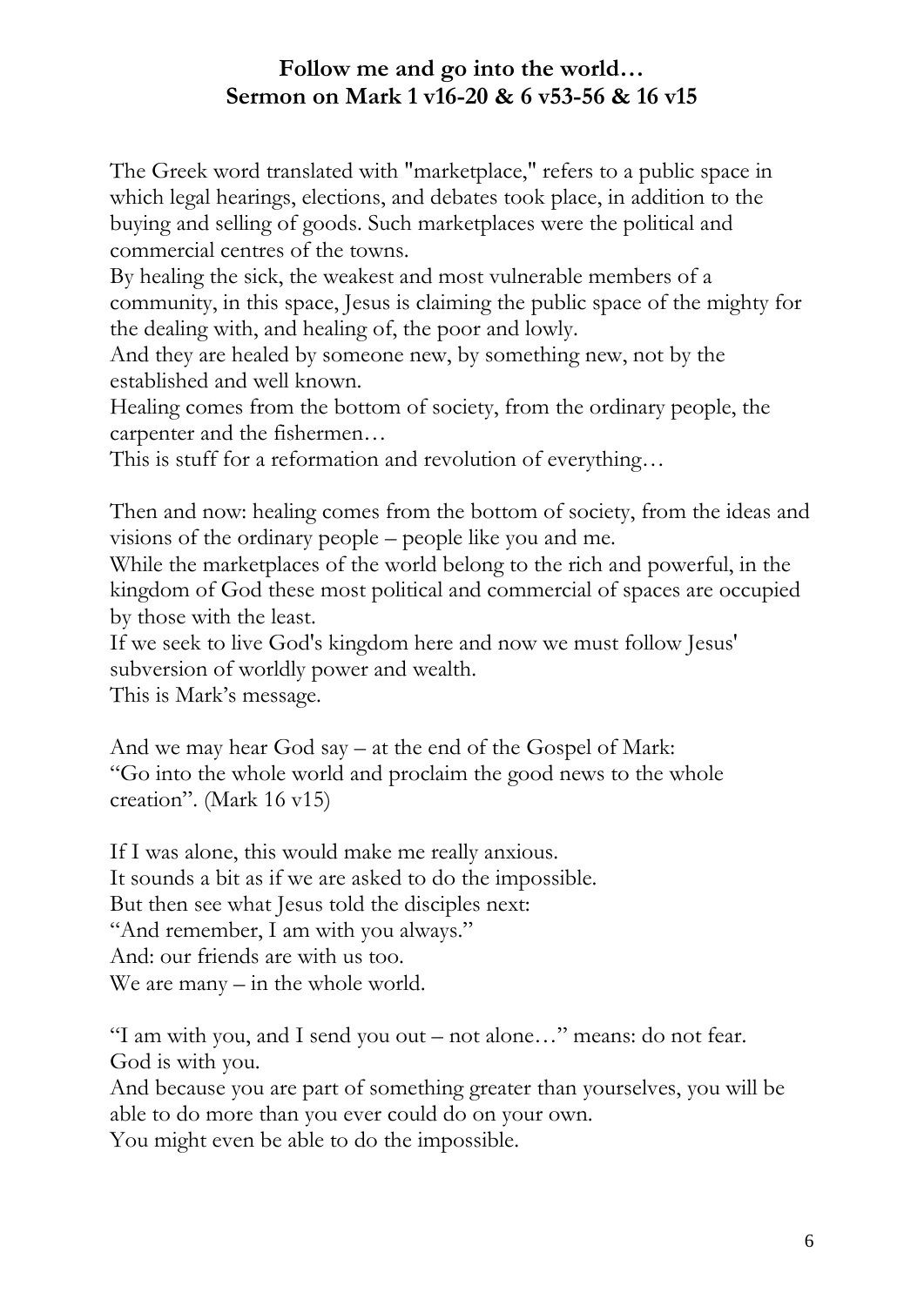**Follow me and go into the world…**
**Sermon on Mark 1 v16-20 & 6 v53-56 & 16 v15**

The Greek word translated with "marketplace," refers to a public space in which legal hearings, elections, and debates took place, in addition to the buying and selling of goods. Such marketplaces were the political and commercial centres of the towns.
By healing the sick, the weakest and most vulnerable members of a community, in this space, Jesus is claiming the public space of the mighty for the dealing with, and healing of, the poor and lowly.
And they are healed by someone new, by something new, not by the established and well known.
Healing comes from the bottom of society, from the ordinary people, the carpenter and the fishermen…
This is stuff for a reformation and revolution of everything…

Then and now: healing comes from the bottom of society, from the ideas and visions of the ordinary people – people like you and me.
While the marketplaces of the world belong to the rich and powerful, in the kingdom of God these most political and commercial of spaces are occupied by those with the least.
If we seek to live God's kingdom here and now we must follow Jesus' subversion of worldly power and wealth.
This is Mark's message.

And we may hear God say – at the end of the Gospel of Mark:
"Go into the whole world and proclaim the good news to the whole creation". (Mark 16 v15)

If I was alone, this would make me really anxious.
It sounds a bit as if we are asked to do the impossible.
But then see what Jesus told the disciples next:
"And remember, I am with you always."
And: our friends are with us too.
We are many – in the whole world.

"I am with you, and I send you out – not alone…" means: do not fear.
God is with you.
And because you are part of something greater than yourselves, you will be able to do more than you ever could do on your own.
You might even be able to do the impossible.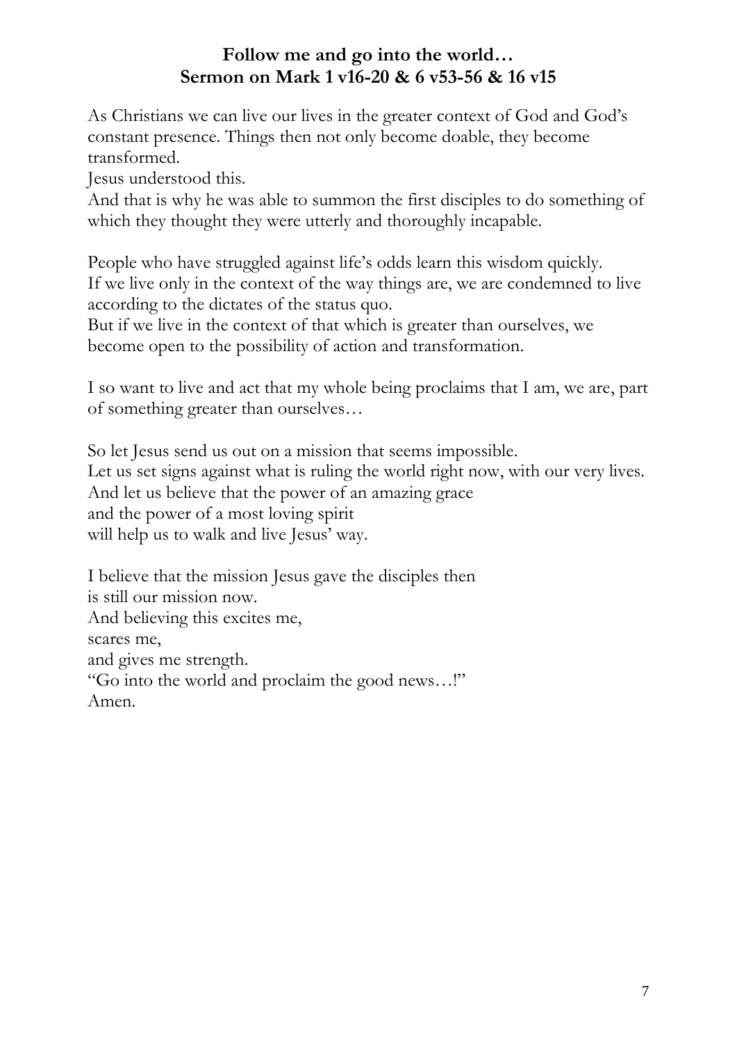**Follow me and go into the world…**
**Sermon on Mark 1 v16-20 & 6 v53-56 & 16 v15**

As Christians we can live our lives in the greater context of God and God's constant presence. Things then not only become doable, they become transformed.
Jesus understood this.
And that is why he was able to summon the first disciples to do something of which they thought they were utterly and thoroughly incapable.

People who have struggled against life's odds learn this wisdom quickly.
If we live only in the context of the way things are, we are condemned to live according to the dictates of the status quo.
But if we live in the context of that which is greater than ourselves, we become open to the possibility of action and transformation.

I so want to live and act that my whole being proclaims that I am, we are, part of something greater than ourselves…

So let Jesus send us out on a mission that seems impossible.
Let us set signs against what is ruling the world right now, with our very lives.
And let us believe that the power of an amazing grace
and the power of a most loving spirit
will help us to walk and live Jesus' way.

I believe that the mission Jesus gave the disciples then
is still our mission now.
And believing this excites me,
scares me,
and gives me strength.
"Go into the world and proclaim the good news…!"
Amen.